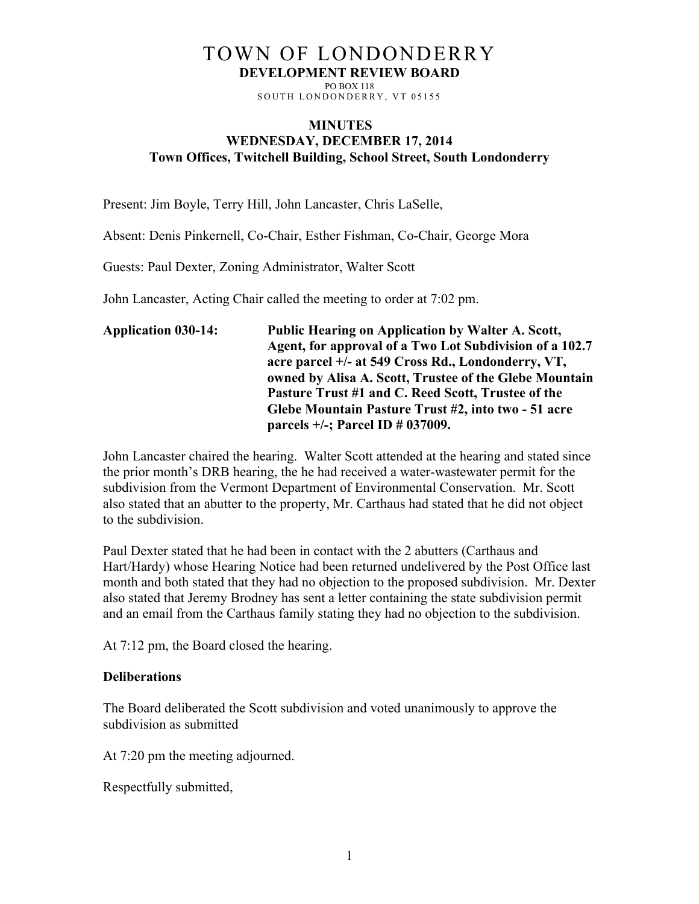# TOWN OF LONDONDERRY

**DEVELOPMENT REVIEW BOARD**

PO BOX 118

SOUTH LONDONDERRY, VT 05155

## MINUTES
## WEDNESDAY, DECEMBER 17, 2014
### Town Offices, Twitchell Building, School Street, South Londonderry

Present: Jim Boyle, Terry Hill, John Lancaster, Chris LaSelle,

Absent: Denis Pinkernell, Co-Chair, Esther Fishman, Co-Chair, George Mora

Guests: Paul Dexter, Zoning Administrator, Walter Scott

John Lancaster, Acting Chair called the meeting to order at 7:02 pm.

**Application 030-14: Public Hearing on Application by Walter A. Scott, Agent, for approval of a Two Lot Subdivision of a 102.7 acre parcel +/- at 549 Cross Rd., Londonderry, VT, owned by Alisa A. Scott, Trustee of the Glebe Mountain Pasture Trust #1 and C. Reed Scott, Trustee of the Glebe Mountain Pasture Trust #2, into two - 51 acre parcels +/-; Parcel ID # 037009.**

John Lancaster chaired the hearing. Walter Scott attended at the hearing and stated since the prior month's DRB hearing, the he had received a water-wastewater permit for the subdivision from the Vermont Department of Environmental Conservation. Mr. Scott also stated that an abutter to the property, Mr. Carthaus had stated that he did not object to the subdivision.

Paul Dexter stated that he had been in contact with the 2 abutters (Carthaus and Hart/Hardy) whose Hearing Notice had been returned undelivered by the Post Office last month and both stated that they had no objection to the proposed subdivision. Mr. Dexter also stated that Jeremy Brodney has sent a letter containing the state subdivision permit and an email from the Carthaus family stating they had no objection to the subdivision.

At 7:12 pm, the Board closed the hearing.

**Deliberations**

The Board deliberated the Scott subdivision and voted unanimously to approve the subdivision as submitted

At 7:20 pm the meeting adjourned.

Respectfully submitted,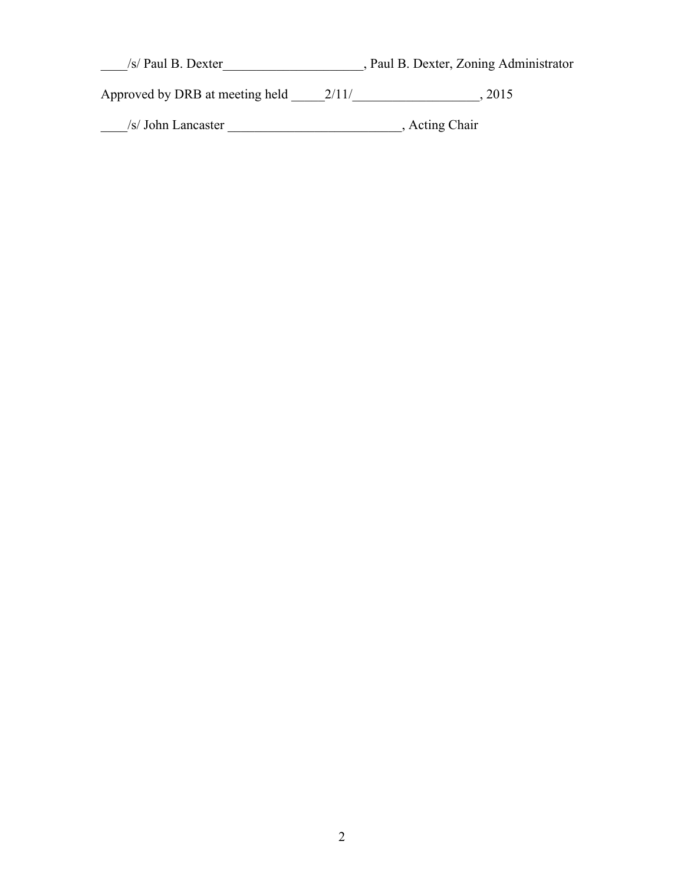____/s/ Paul B. Dexter_____________________, Paul B. Dexter, Zoning Administrator

Approved by DRB at meeting held _____2/11/___________________, 2015

____/s/ John Lancaster __________________________, Acting Chair